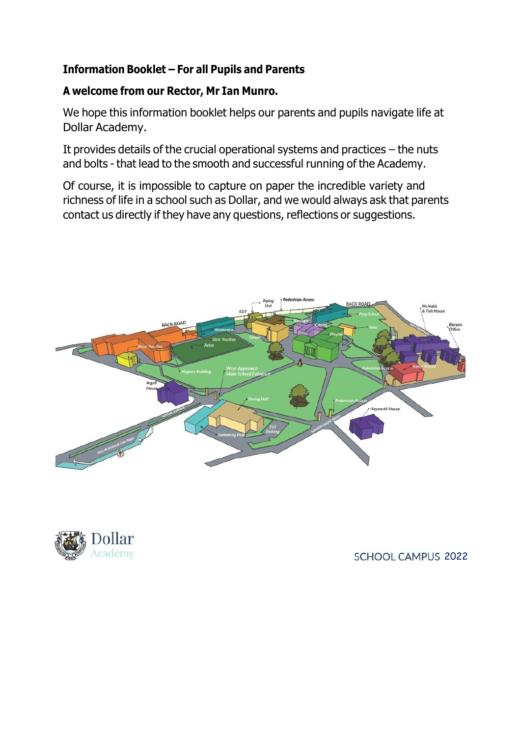**Information Booklet – For all Pupils and Parents**

**A welcome from our Rector, Mr Ian Munro.**

We hope this information booklet helps our parents and pupils navigate life at Dollar Academy.

It provides details of the crucial operational systems and practices – the nuts and bolts - that lead to the smooth and successful running of the Academy.

Of course, it is impossible to capture on paper the incredible variety and richness of life in a school such as Dollar, and we would always ask that parents contact us directly if they have any questions, reflections or suggestions.

SCHOOL CAMPUS 2022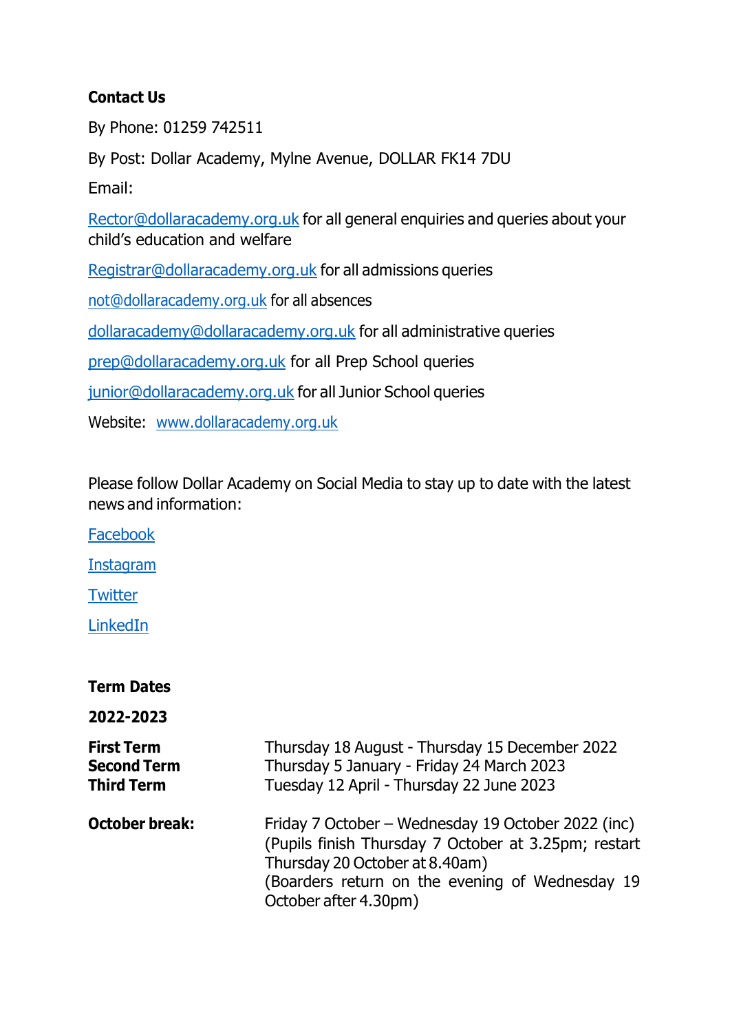**Contact Us**

By Phone: 01259 742511

By Post: Dollar Academy, Mylne Avenue, DOLLAR FK14 7DU

Email:

Rector@dollaracademy.org.uk for all general enquiries and queries about your child's education and welfare

Registrar@dollaracademy.org.uk for all admissions queries

not@dollaracademy.org.uk for all absences

dollaracademy@dollaracademy.org.uk for all administrative queries

prep@dollaracademy.org.uk for all Prep School queries

junior@dollaracademy.org.uk for all Junior School queries

Website: www.dollaracademy.org.uk

Please follow Dollar Academy on Social Media to stay up to date with the latest news and information:

Facebook

Instagram

Twitter

LinkedIn

**Term Dates**

**2022-2023**

| | |
|---|---|
| **First Term** | Thursday 18 August - Thursday 15 December 2022 |
| **Second Term** | Thursday 5 January - Friday 24 March 2023 |
| **Third Term** | Tuesday 12 April - Thursday 22 June 2023 |
| **October break:** | Friday 7 October – Wednesday 19 October 2022 (inc) (Pupils finish Thursday 7 October at 3.25pm; restart Thursday 20 October at 8.40am) (Boarders return on the evening of Wednesday 19 October after 4.30pm) |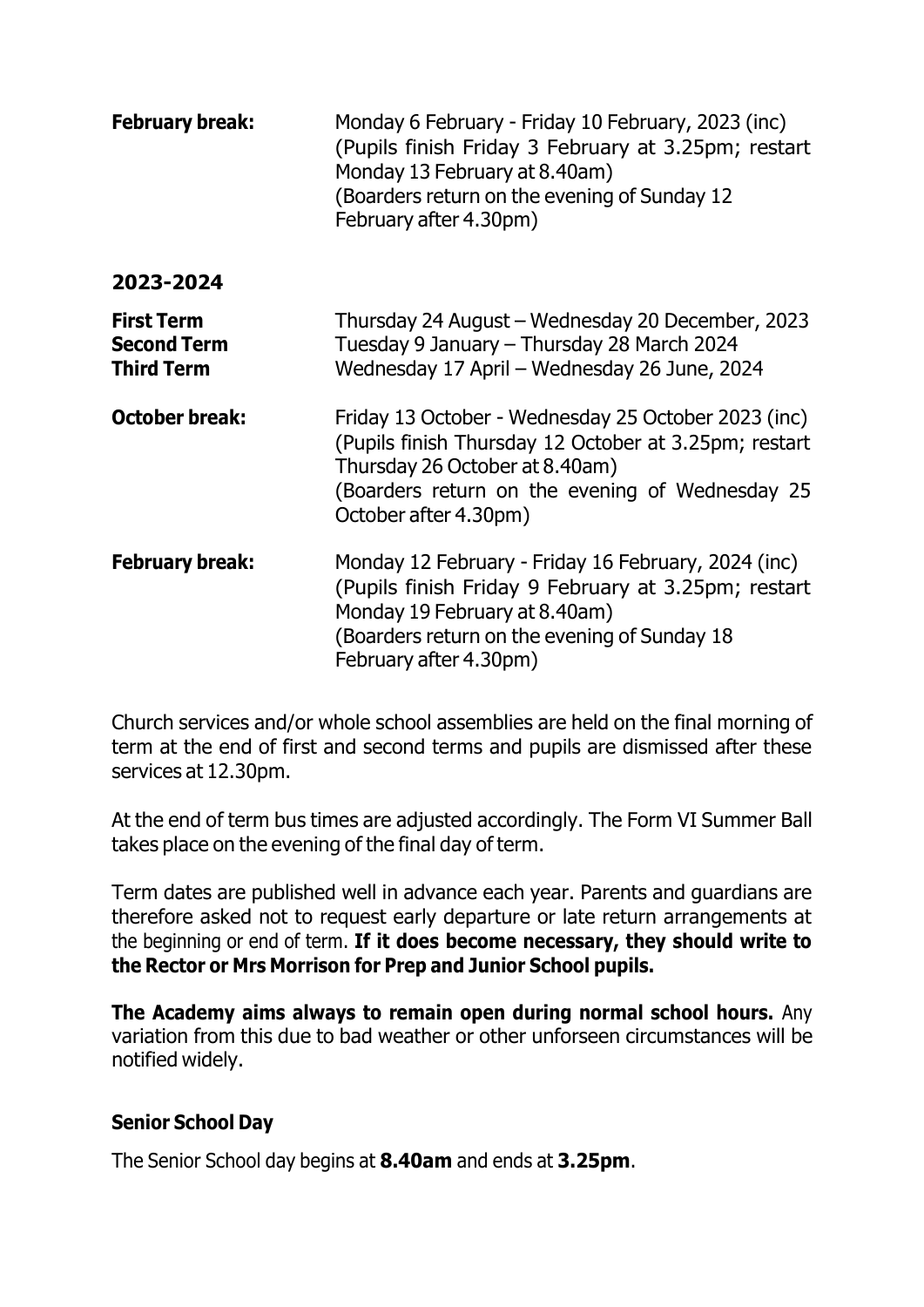**February break:** Monday 6 February - Friday 10 February, 2023 (inc)
(Pupils finish Friday 3 February at 3.25pm; restart Monday 13 February at 8.40am)
(Boarders return on the evening of Sunday 12 February after 4.30pm)

**2023-2024**

**First Term** Thursday 24 August – Wednesday 20 December, 2023
**Second Term** Tuesday 9 January – Thursday 28 March 2024
**Third Term** Wednesday 17 April – Wednesday 26 June, 2024

**October break:** Friday 13 October - Wednesday 25 October 2023 (inc)
(Pupils finish Thursday 12 October at 3.25pm; restart Thursday 26 October at 8.40am)
(Boarders return on the evening of Wednesday 25 October after 4.30pm)

**February break:** Monday 12 February - Friday 16 February, 2024 (inc)
(Pupils finish Friday 9 February at 3.25pm; restart Monday 19 February at 8.40am)
(Boarders return on the evening of Sunday 18 February after 4.30pm)

Church services and/or whole school assemblies are held on the final morning of term at the end of first and second terms and pupils are dismissed after these services at 12.30pm.

At the end of term bus times are adjusted accordingly. The Form VI Summer Ball takes place on the evening of the final day of term.

Term dates are published well in advance each year. Parents and guardians are therefore asked not to request early departure or late return arrangements at the beginning or end of term. **If it does become necessary, they should write to the Rector or Mrs Morrison for Prep and Junior School pupils.**

**The Academy aims always to remain open during normal school hours.** Any variation from this due to bad weather or other unforseen circumstances will be notified widely.

### Senior School Day

The Senior School day begins at **8.40am** and ends at **3.25pm**.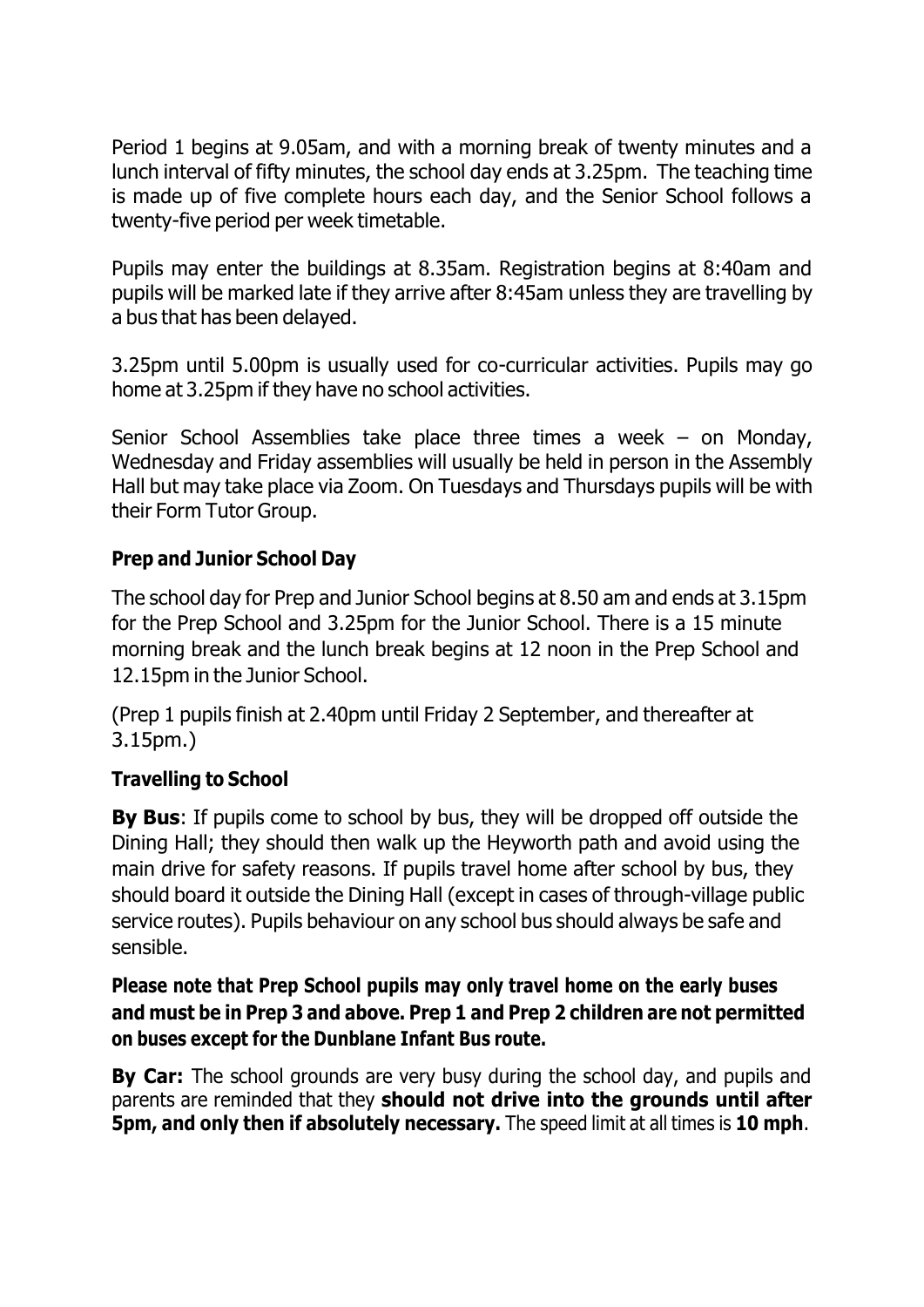Period 1 begins at 9.05am, and with a morning break of twenty minutes and a lunch interval of fifty minutes, the school day ends at 3.25pm. The teaching time is made up of five complete hours each day, and the Senior School follows a twenty-five period per week timetable.

Pupils may enter the buildings at 8.35am. Registration begins at 8:40am and pupils will be marked late if they arrive after 8:45am unless they are travelling by a bus that has been delayed.

3.25pm until 5.00pm is usually used for co-curricular activities. Pupils may go home at 3.25pm if they have no school activities.

Senior School Assemblies take place three times a week – on Monday, Wednesday and Friday assemblies will usually be held in person in the Assembly Hall but may take place via Zoom. On Tuesdays and Thursdays pupils will be with their Form Tutor Group.

### Prep and Junior School Day

The school day for Prep and Junior School begins at 8.50 am and ends at 3.15pm for the Prep School and 3.25pm for the Junior School. There is a 15 minute morning break and the lunch break begins at 12 noon in the Prep School and 12.15pm in the Junior School.

(Prep 1 pupils finish at 2.40pm until Friday 2 September, and thereafter at 3.15pm.)

### Travelling to School

**By Bus**: If pupils come to school by bus, they will be dropped off outside the Dining Hall; they should then walk up the Heyworth path and avoid using the main drive for safety reasons. If pupils travel home after school by bus, they should board it outside the Dining Hall (except in cases of through-village public service routes). Pupils behaviour on any school bus should always be safe and sensible.

**Please note that Prep School pupils may only travel home on the early buses and must be in Prep 3 and above. Prep 1 and Prep 2 children are not permitted on buses except for the Dunblane Infant Bus route.**

**By Car:** The school grounds are very busy during the school day, and pupils and parents are reminded that they **should not drive into the grounds until after 5pm, and only then if absolutely necessary.** The speed limit at all times is **10 mph**.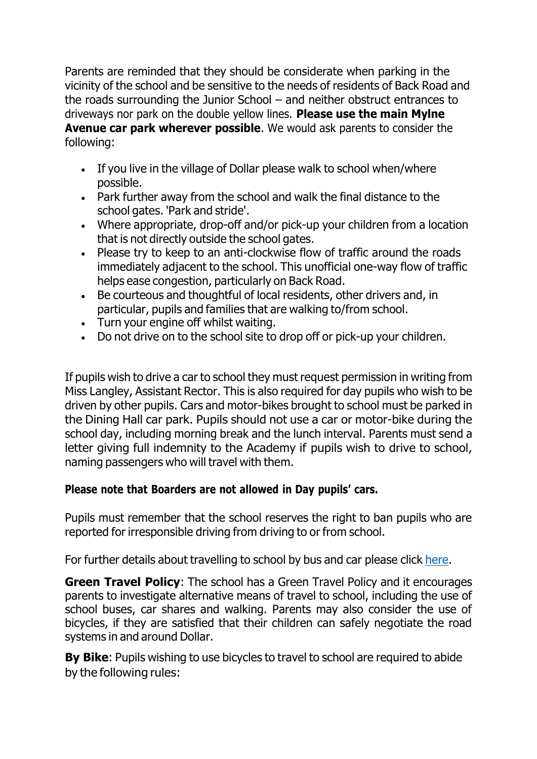Parents are reminded that they should be considerate when parking in the vicinity of the school and be sensitive to the needs of residents of Back Road and the roads surrounding the Junior School – and neither obstruct entrances to driveways nor park on the double yellow lines. **Please use the main Mylne Avenue car park wherever possible**. We would ask parents to consider the following:

- If you live in the village of Dollar please walk to school when/where possible.
- Park further away from the school and walk the final distance to the school gates. 'Park and stride'.
- Where appropriate, drop-off and/or pick-up your children from a location that is not directly outside the school gates.
- Please try to keep to an anti-clockwise flow of traffic around the roads immediately adjacent to the school. This unofficial one-way flow of traffic helps ease congestion, particularly on Back Road.
- Be courteous and thoughtful of local residents, other drivers and, in particular, pupils and families that are walking to/from school.
- Turn your engine off whilst waiting.
- Do not drive on to the school site to drop off or pick-up your children.

If pupils wish to drive a car to school they must request permission in writing from Miss Langley, Assistant Rector. This is also required for day pupils who wish to be driven by other pupils. Cars and motor-bikes brought to school must be parked in the Dining Hall car park. Pupils should not use a car or motor-bike during the school day, including morning break and the lunch interval. Parents must send a letter giving full indemnity to the Academy if pupils wish to drive to school, naming passengers who will travel with them.

**Please note that Boarders are not allowed in Day pupils' cars.**

Pupils must remember that the school reserves the right to ban pupils who are reported for irresponsible driving from driving to or from school.

For further details about travelling to school by bus and car please click here.

**Green Travel Policy**: The school has a Green Travel Policy and it encourages parents to investigate alternative means of travel to school, including the use of school buses, car shares and walking. Parents may also consider the use of bicycles, if they are satisfied that their children can safely negotiate the road systems in and around Dollar.

**By Bike**: Pupils wishing to use bicycles to travel to school are required to abide by the following rules: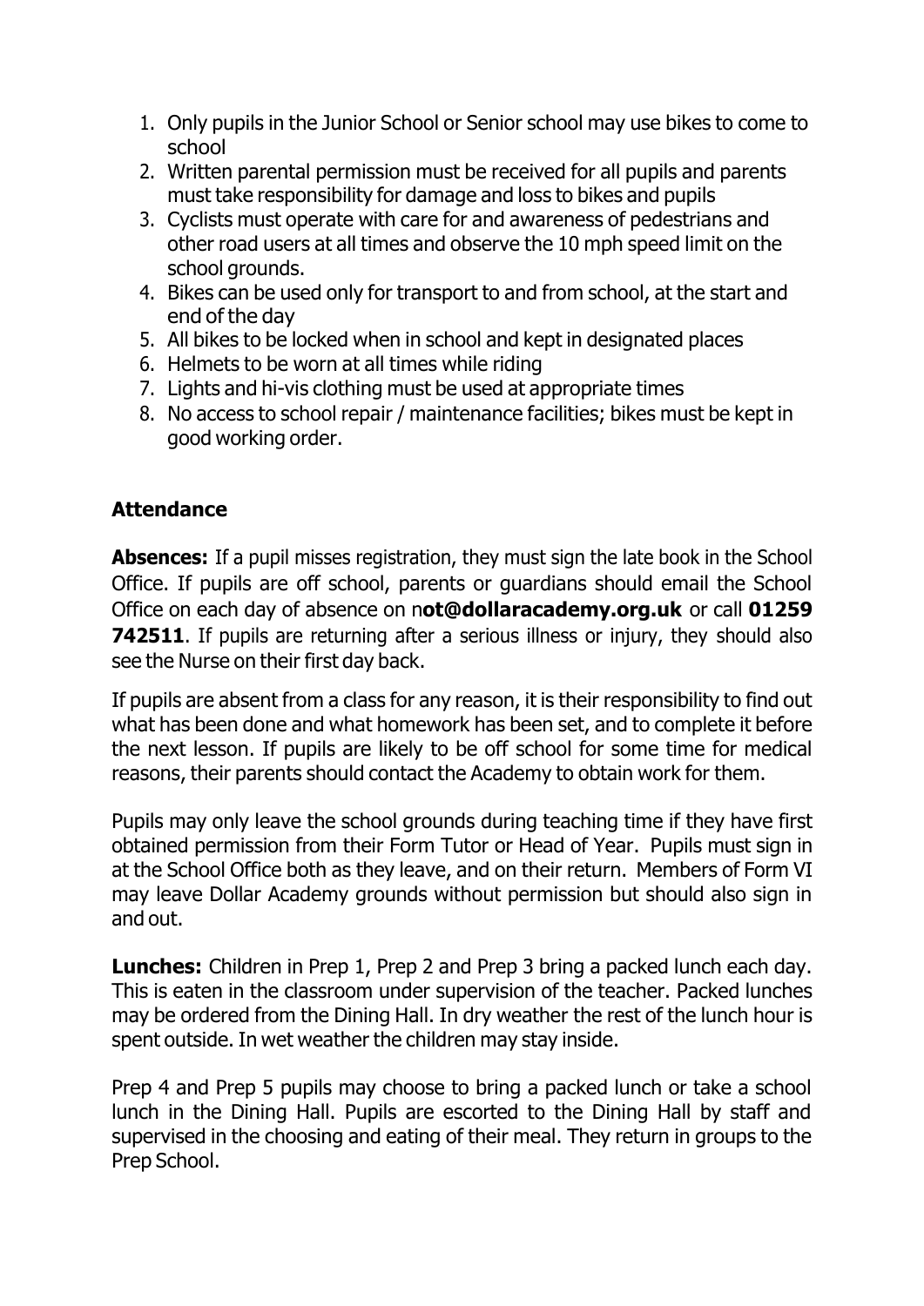1. Only pupils in the Junior School or Senior school may use bikes to come to school
2. Written parental permission must be received for all pupils and parents must take responsibility for damage and loss to bikes and pupils
3. Cyclists must operate with care for and awareness of pedestrians and other road users at all times and observe the 10 mph speed limit on the school grounds.
4. Bikes can be used only for transport to and from school, at the start and end of the day
5. All bikes to be locked when in school and kept in designated places
6. Helmets to be worn at all times while riding
7. Lights and hi-vis clothing must be used at appropriate times
8. No access to school repair / maintenance facilities; bikes must be kept in good working order.

## Attendance

**Absences:** If a pupil misses registration, they must sign the late book in the School Office. If pupils are off school, parents or guardians should email the School Office on each day of absence on n**ot@dollaracademy.org.uk** or call **01259 742511**. If pupils are returning after a serious illness or injury, they should also see the Nurse on their first day back.

If pupils are absent from a class for any reason, it is their responsibility to find out what has been done and what homework has been set, and to complete it before the next lesson. If pupils are likely to be off school for some time for medical reasons, their parents should contact the Academy to obtain work for them.

Pupils may only leave the school grounds during teaching time if they have first obtained permission from their Form Tutor or Head of Year. Pupils must sign in at the School Office both as they leave, and on their return. Members of Form VI may leave Dollar Academy grounds without permission but should also sign in and out.

**Lunches:** Children in Prep 1, Prep 2 and Prep 3 bring a packed lunch each day. This is eaten in the classroom under supervision of the teacher. Packed lunches may be ordered from the Dining Hall. In dry weather the rest of the lunch hour is spent outside. In wet weather the children may stay inside.

Prep 4 and Prep 5 pupils may choose to bring a packed lunch or take a school lunch in the Dining Hall. Pupils are escorted to the Dining Hall by staff and supervised in the choosing and eating of their meal. They return in groups to the Prep School.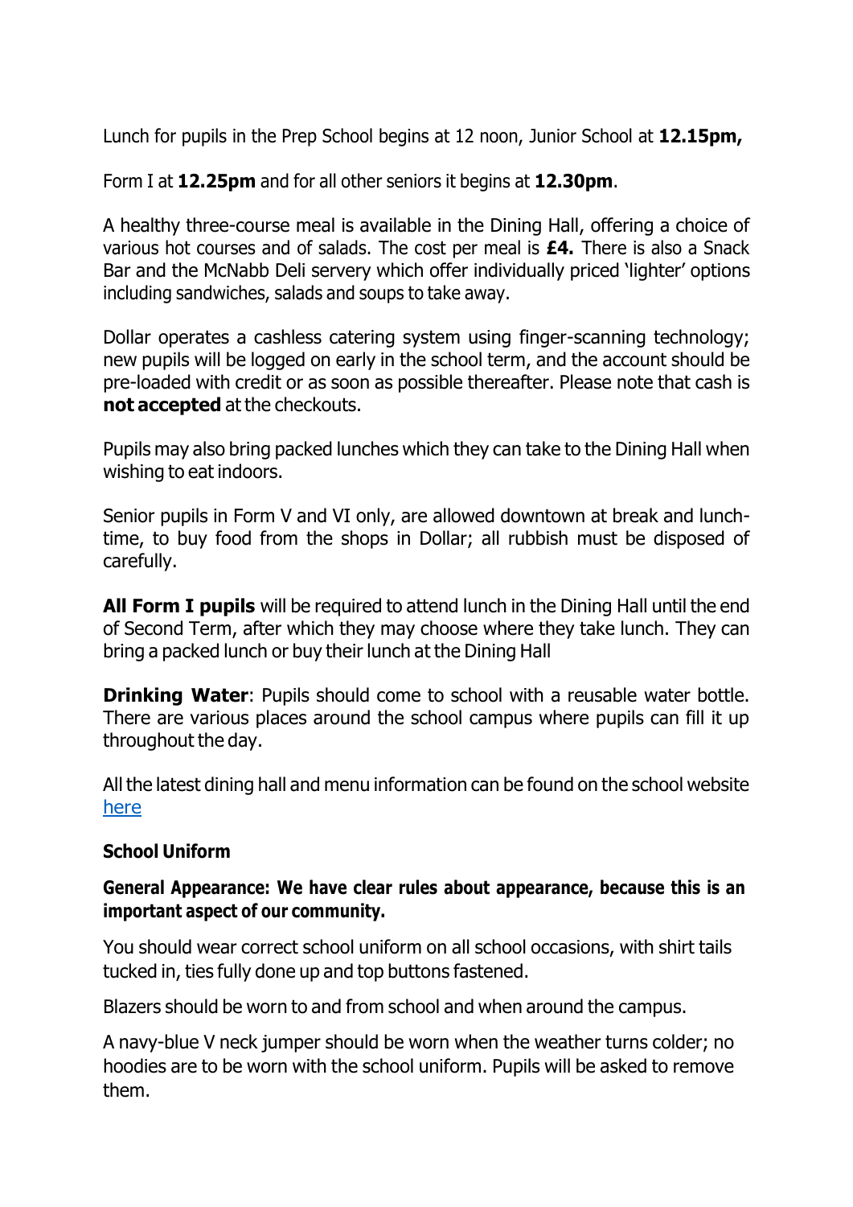Lunch for pupils in the Prep School begins at 12 noon, Junior School at **12.15pm,**

Form I at **12.25pm** and for all other seniors it begins at **12.30pm**.

A healthy three-course meal is available in the Dining Hall, offering a choice of various hot courses and of salads. The cost per meal is **£4.** There is also a Snack Bar and the McNabb Deli servery which offer individually priced 'lighter' options including sandwiches, salads and soups to take away.

Dollar operates a cashless catering system using finger-scanning technology; new pupils will be logged on early in the school term, and the account should be pre-loaded with credit or as soon as possible thereafter. Please note that cash is **not accepted** at the checkouts.

Pupils may also bring packed lunches which they can take to the Dining Hall when wishing to eat indoors.

Senior pupils in Form V and VI only, are allowed downtown at break and lunch-time, to buy food from the shops in Dollar; all rubbish must be disposed of carefully.

**All Form I pupils** will be required to attend lunch in the Dining Hall until the end of Second Term, after which they may choose where they take lunch. They can bring a packed lunch or buy their lunch at the Dining Hall

**Drinking Water**: Pupils should come to school with a reusable water bottle. There are various places around the school campus where pupils can fill it up throughout the day.

All the latest dining hall and menu information can be found on the school website [here]

**School Uniform**

**General Appearance: We have clear rules about appearance, because this is an important aspect of our community.**

You should wear correct school uniform on all school occasions, with shirt tails tucked in, ties fully done up and top buttons fastened.

Blazers should be worn to and from school and when around the campus.

A navy-blue V neck jumper should be worn when the weather turns colder; no hoodies are to be worn with the school uniform. Pupils will be asked to remove them.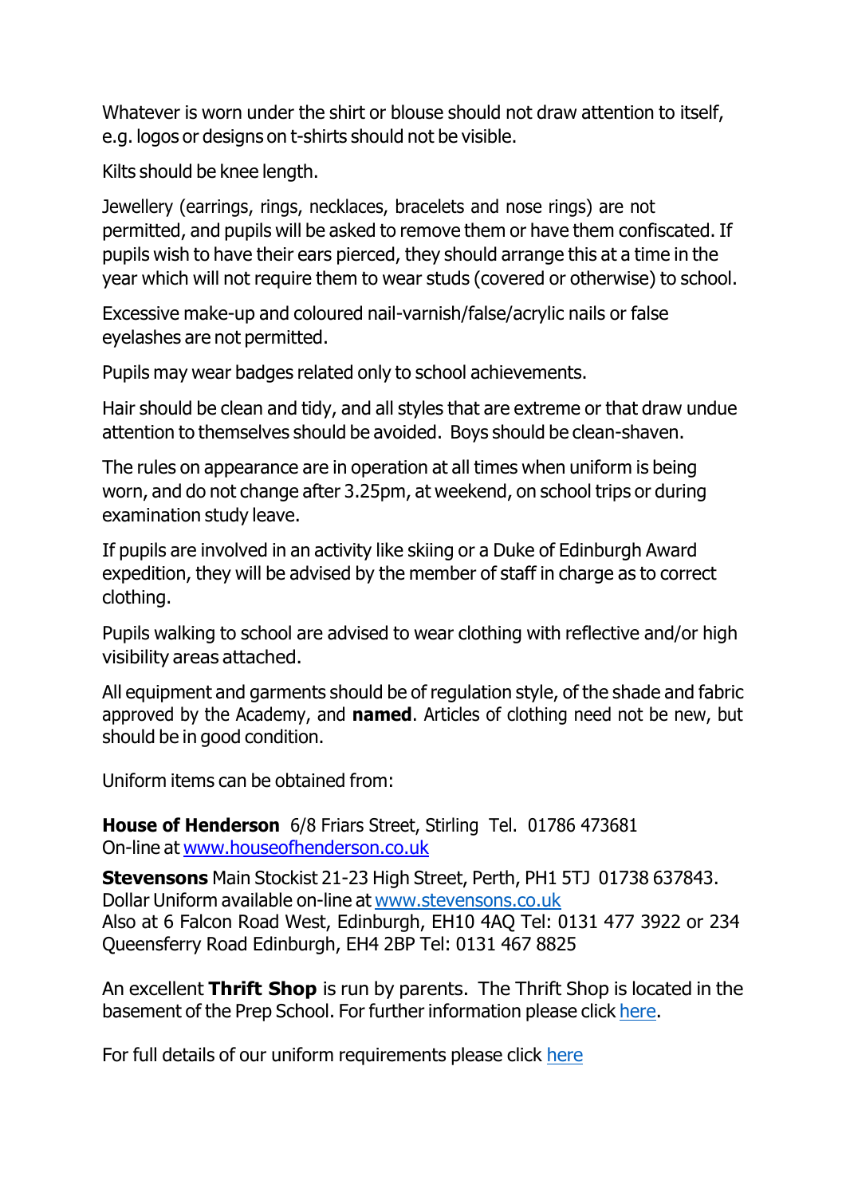Whatever is worn under the shirt or blouse should not draw attention to itself, e.g. logos or designs on t-shirts should not be visible.

Kilts should be knee length.

Jewellery (earrings, rings, necklaces, bracelets and nose rings) are not permitted, and pupils will be asked to remove them or have them confiscated. If pupils wish to have their ears pierced, they should arrange this at a time in the year which will not require them to wear studs (covered or otherwise) to school.

Excessive make-up and coloured nail-varnish/false/acrylic nails or false eyelashes are not permitted.

Pupils may wear badges related only to school achievements.

Hair should be clean and tidy, and all styles that are extreme or that draw undue attention to themselves should be avoided. Boys should be clean-shaven.

The rules on appearance are in operation at all times when uniform is being worn, and do not change after 3.25pm, at weekend, on school trips or during examination study leave.

If pupils are involved in an activity like skiing or a Duke of Edinburgh Award expedition, they will be advised by the member of staff in charge as to correct clothing.

Pupils walking to school are advised to wear clothing with reflective and/or high visibility areas attached.

All equipment and garments should be of regulation style, of the shade and fabric approved by the Academy, and **named**. Articles of clothing need not be new, but should be in good condition.

Uniform items can be obtained from:

**House of Henderson** 6/8 Friars Street, Stirling Tel. 01786 473681
On-line at [www.houseofhenderson.co.uk](www.houseofhenderson.co.uk)

**Stevensons** Main Stockist 21-23 High Street, Perth, PH1 5TJ 01738 637843.
Dollar Uniform available on-line at [www.stevensons.co.uk](www.stevensons.co.uk)
Also at 6 Falcon Road West, Edinburgh, EH10 4AQ Tel: 0131 477 3922 or 234 Queensferry Road Edinburgh, EH4 2BP Tel: 0131 467 8825

An excellent **Thrift Shop** is run by parents. The Thrift Shop is located in the basement of the Prep School. For further information please click here.

For full details of our uniform requirements please click here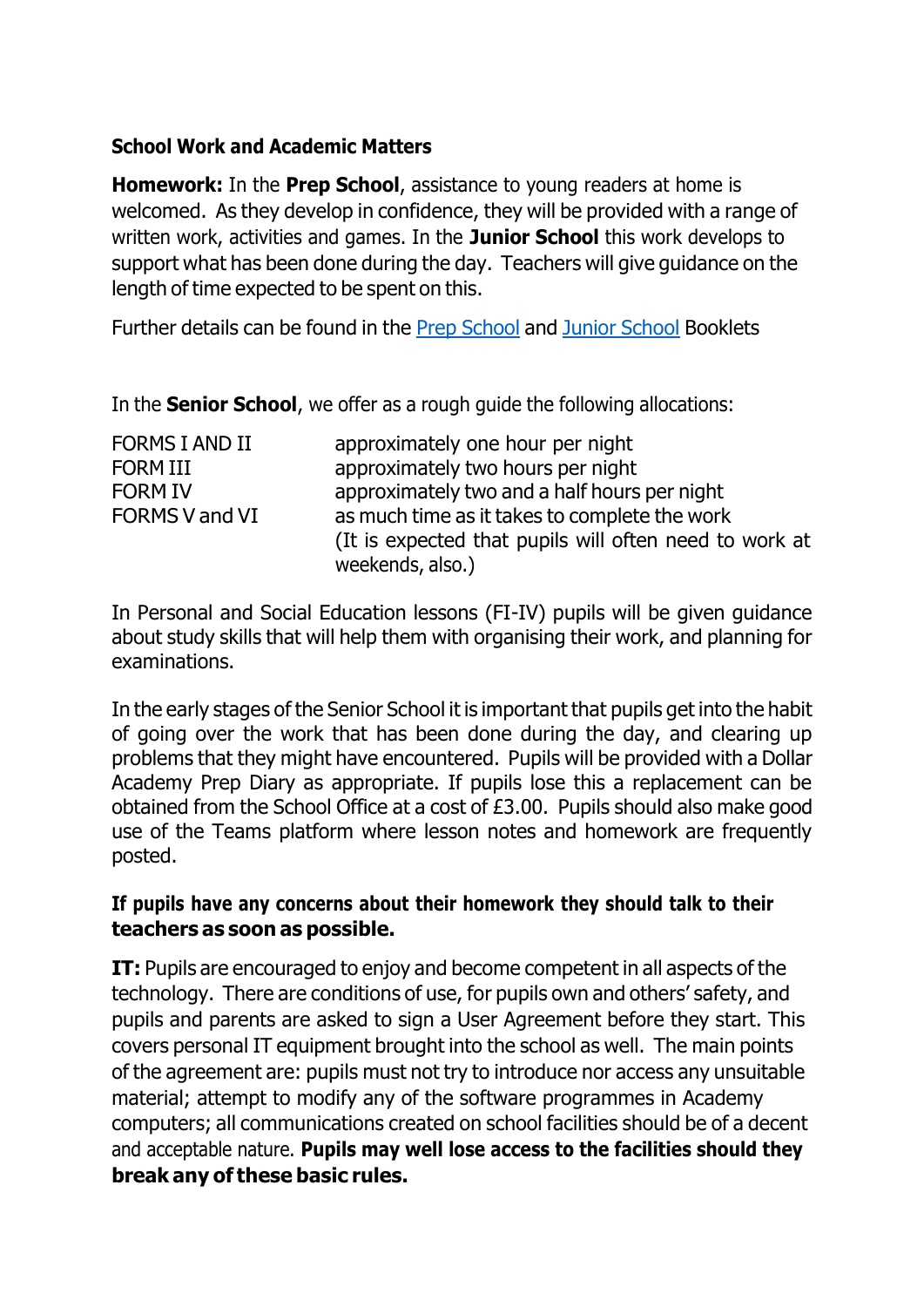**School Work and Academic Matters**

**Homework:** In the **Prep School**, assistance to young readers at home is welcomed. As they develop in confidence, they will be provided with a range of written work, activities and games. In the **Junior School** this work develops to support what has been done during the day. Teachers will give guidance on the length of time expected to be spent on this.

Further details can be found in the Prep School and Junior School Booklets

In the **Senior School**, we offer as a rough guide the following allocations:

| | |
|---|---|
| FORMS I AND II | approximately one hour per night |
| FORM III | approximately two hours per night |
| FORM IV | approximately two and a half hours per night |
| FORMS V and VI | as much time as it takes to complete the work (It is expected that pupils will often need to work at weekends, also.) |

In Personal and Social Education lessons (FI-IV) pupils will be given guidance about study skills that will help them with organising their work, and planning for examinations.

In the early stages of the Senior School it is important that pupils get into the habit of going over the work that has been done during the day, and clearing up problems that they might have encountered. Pupils will be provided with a Dollar Academy Prep Diary as appropriate. If pupils lose this a replacement can be obtained from the School Office at a cost of £3.00. Pupils should also make good use of the Teams platform where lesson notes and homework are frequently posted.

**If pupils have any concerns about their homework they should talk to their teachers as soon as possible.**

**IT:** Pupils are encouraged to enjoy and become competent in all aspects of the technology. There are conditions of use, for pupils own and others' safety, and pupils and parents are asked to sign a User Agreement before they start. This covers personal IT equipment brought into the school as well. The main points of the agreement are: pupils must not try to introduce nor access any unsuitable material; attempt to modify any of the software programmes in Academy computers; all communications created on school facilities should be of a decent and acceptable nature. **Pupils may well lose access to the facilities should they break any of these basic rules.**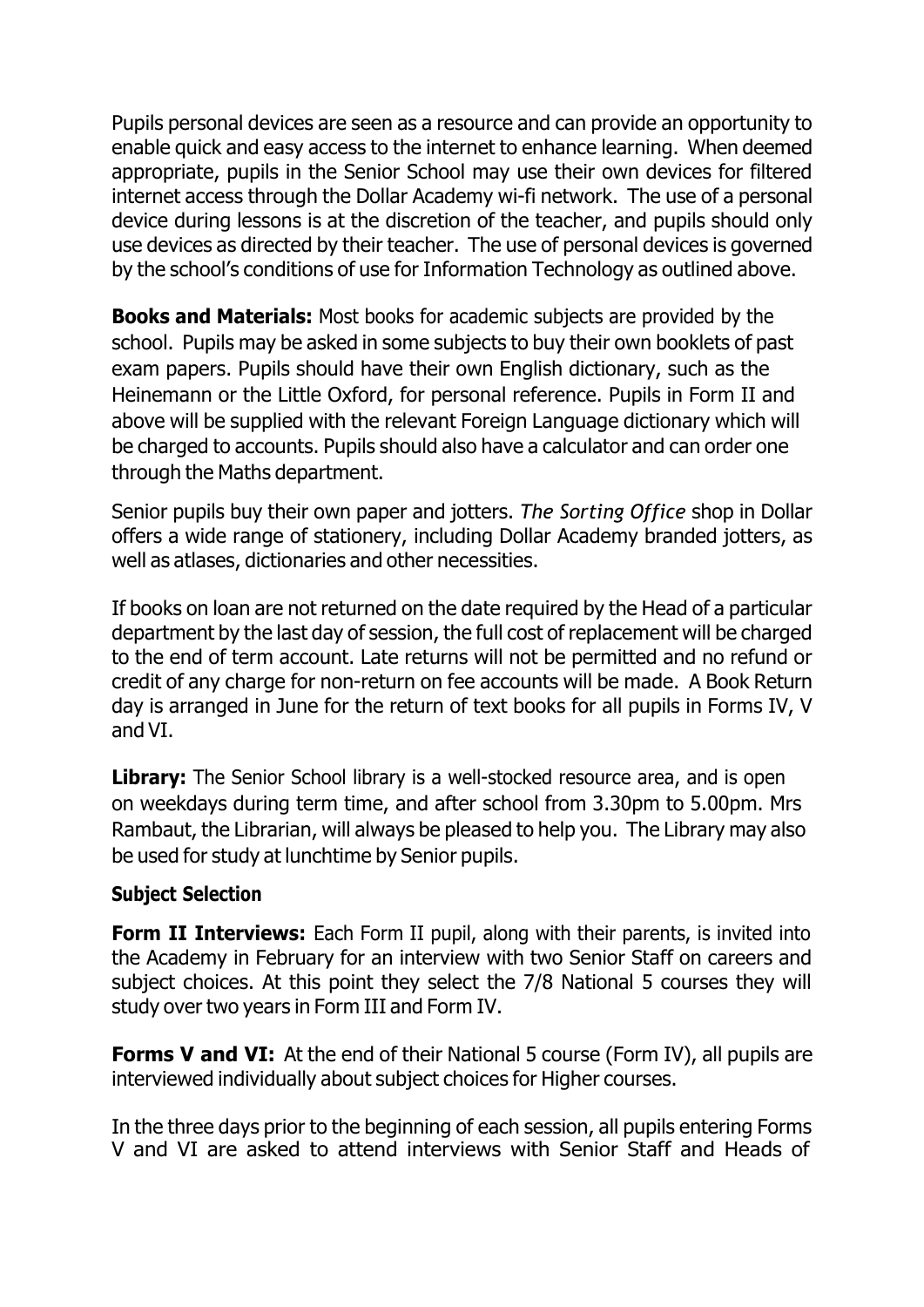Pupils personal devices are seen as a resource and can provide an opportunity to enable quick and easy access to the internet to enhance learning. When deemed appropriate, pupils in the Senior School may use their own devices for filtered internet access through the Dollar Academy wi-fi network. The use of a personal device during lessons is at the discretion of the teacher, and pupils should only use devices as directed by their teacher. The use of personal devices is governed by the school's conditions of use for Information Technology as outlined above.

**Books and Materials:** Most books for academic subjects are provided by the school. Pupils may be asked in some subjects to buy their own booklets of past exam papers. Pupils should have their own English dictionary, such as the Heinemann or the Little Oxford, for personal reference. Pupils in Form II and above will be supplied with the relevant Foreign Language dictionary which will be charged to accounts. Pupils should also have a calculator and can order one through the Maths department.

Senior pupils buy their own paper and jotters. *The Sorting Office* shop in Dollar offers a wide range of stationery, including Dollar Academy branded jotters, as well as atlases, dictionaries and other necessities.

If books on loan are not returned on the date required by the Head of a particular department by the last day of session, the full cost of replacement will be charged to the end of term account. Late returns will not be permitted and no refund or credit of any charge for non-return on fee accounts will be made. A Book Return day is arranged in June for the return of text books for all pupils in Forms IV, V and VI.

**Library:** The Senior School library is a well-stocked resource area, and is open on weekdays during term time, and after school from 3.30pm to 5.00pm. Mrs Rambaut, the Librarian, will always be pleased to help you. The Library may also be used for study at lunchtime by Senior pupils.

### Subject Selection

**Form II Interviews:** Each Form II pupil, along with their parents, is invited into the Academy in February for an interview with two Senior Staff on careers and subject choices. At this point they select the 7/8 National 5 courses they will study over two years in Form III and Form IV.

**Forms V and VI:** At the end of their National 5 course (Form IV), all pupils are interviewed individually about subject choices for Higher courses.

In the three days prior to the beginning of each session, all pupils entering Forms V and VI are asked to attend interviews with Senior Staff and Heads of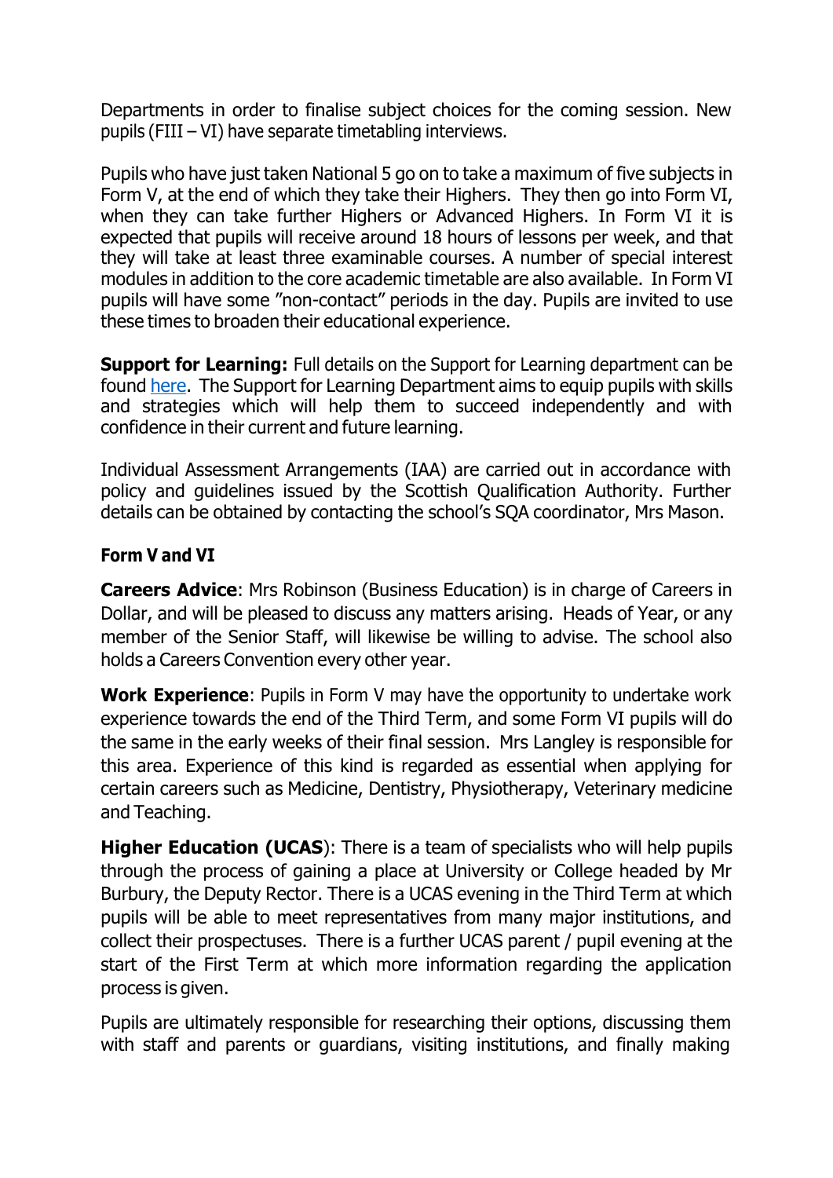Departments in order to finalise subject choices for the coming session. New pupils (FIII – VI) have separate timetabling interviews.

Pupils who have just taken National 5 go on to take a maximum of five subjects in Form V, at the end of which they take their Highers. They then go into Form VI, when they can take further Highers or Advanced Highers. In Form VI it is expected that pupils will receive around 18 hours of lessons per week, and that they will take at least three examinable courses. A number of special interest modules in addition to the core academic timetable are also available. In Form VI pupils will have some "non-contact" periods in the day. Pupils are invited to use these times to broaden their educational experience.

**Support for Learning:** Full details on the Support for Learning department can be found here. The Support for Learning Department aims to equip pupils with skills and strategies which will help them to succeed independently and with confidence in their current and future learning.

Individual Assessment Arrangements (IAA) are carried out in accordance with policy and guidelines issued by the Scottish Qualification Authority. Further details can be obtained by contacting the school's SQA coordinator, Mrs Mason.

**Form V and VI**

**Careers Advice**: Mrs Robinson (Business Education) is in charge of Careers in Dollar, and will be pleased to discuss any matters arising. Heads of Year, or any member of the Senior Staff, will likewise be willing to advise. The school also holds a Careers Convention every other year.

**Work Experience**: Pupils in Form V may have the opportunity to undertake work experience towards the end of the Third Term, and some Form VI pupils will do the same in the early weeks of their final session. Mrs Langley is responsible for this area. Experience of this kind is regarded as essential when applying for certain careers such as Medicine, Dentistry, Physiotherapy, Veterinary medicine and Teaching.

**Higher Education (UCAS)**: There is a team of specialists who will help pupils through the process of gaining a place at University or College headed by Mr Burbury, the Deputy Rector. There is a UCAS evening in the Third Term at which pupils will be able to meet representatives from many major institutions, and collect their prospectuses. There is a further UCAS parent / pupil evening at the start of the First Term at which more information regarding the application process is given.

Pupils are ultimately responsible for researching their options, discussing them with staff and parents or guardians, visiting institutions, and finally making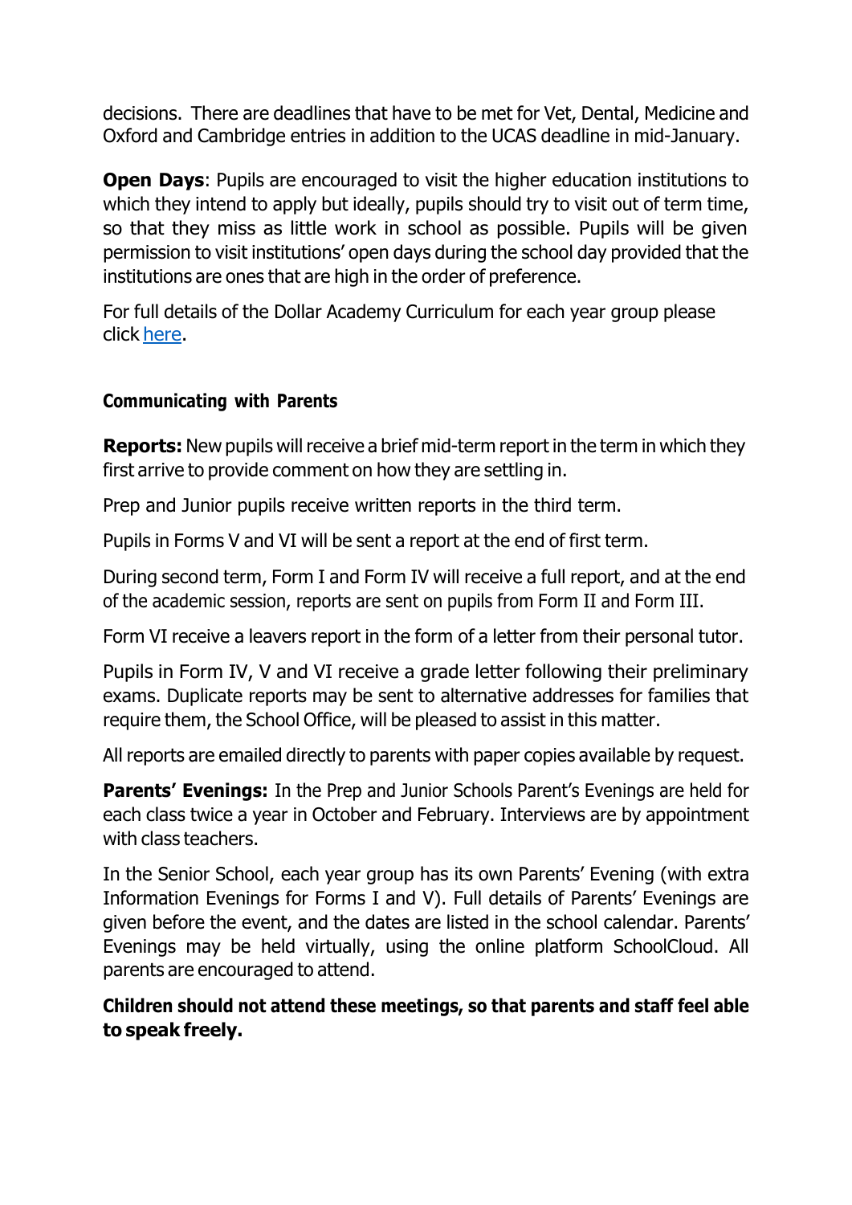decisions. There are deadlines that have to be met for Vet, Dental, Medicine and Oxford and Cambridge entries in addition to the UCAS deadline in mid-January.

**Open Days**: Pupils are encouraged to visit the higher education institutions to which they intend to apply but ideally, pupils should try to visit out of term time, so that they miss as little work in school as possible. Pupils will be given permission to visit institutions' open days during the school day provided that the institutions are ones that are high in the order of preference.

For full details of the Dollar Academy Curriculum for each year group please click here.

### Communicating with Parents

**Reports:** New pupils will receive a brief mid-term report in the term in which they first arrive to provide comment on how they are settling in.

Prep and Junior pupils receive written reports in the third term.

Pupils in Forms V and VI will be sent a report at the end of first term.

During second term, Form I and Form IV will receive a full report, and at the end of the academic session, reports are sent on pupils from Form II and Form III.

Form VI receive a leavers report in the form of a letter from their personal tutor.

Pupils in Form IV, V and VI receive a grade letter following their preliminary exams. Duplicate reports may be sent to alternative addresses for families that require them, the School Office, will be pleased to assist in this matter.

All reports are emailed directly to parents with paper copies available by request.

**Parents' Evenings:** In the Prep and Junior Schools Parent's Evenings are held for each class twice a year in October and February. Interviews are by appointment with class teachers.

In the Senior School, each year group has its own Parents' Evening (with extra Information Evenings for Forms I and V). Full details of Parents' Evenings are given before the event, and the dates are listed in the school calendar. Parents' Evenings may be held virtually, using the online platform SchoolCloud. All parents are encouraged to attend.

**Children should not attend these meetings, so that parents and staff feel able to speak freely.**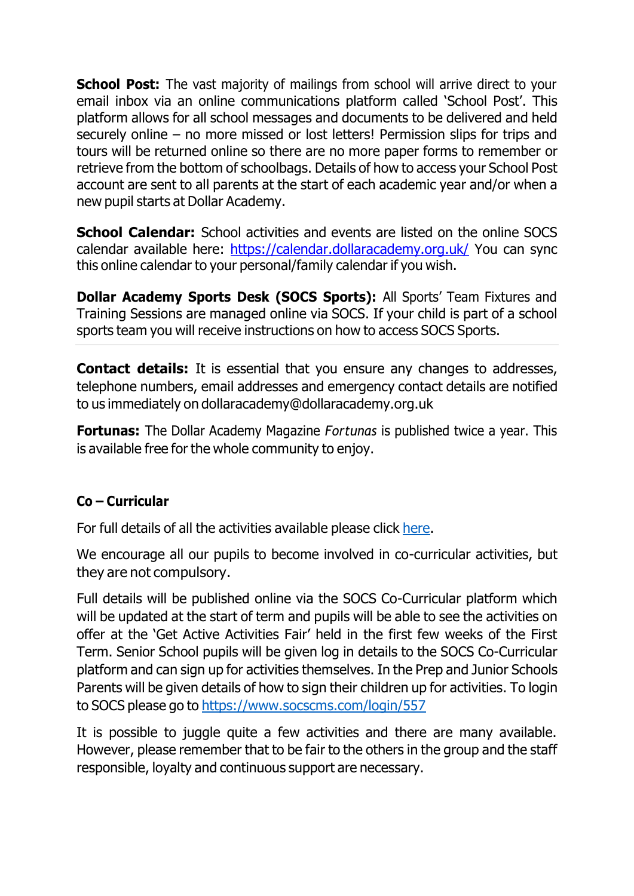**School Post:** The vast majority of mailings from school will arrive direct to your email inbox via an online communications platform called 'School Post'. This platform allows for all school messages and documents to be delivered and held securely online – no more missed or lost letters! Permission slips for trips and tours will be returned online so there are no more paper forms to remember or retrieve from the bottom of schoolbags. Details of how to access your School Post account are sent to all parents at the start of each academic year and/or when a new pupil starts at Dollar Academy.

**School Calendar:** School activities and events are listed on the online SOCS calendar available here: https://calendar.dollaracademy.org.uk/ You can sync this online calendar to your personal/family calendar if you wish.

**Dollar Academy Sports Desk (SOCS Sports):** All Sports' Team Fixtures and Training Sessions are managed online via SOCS. If your child is part of a school sports team you will receive instructions on how to access SOCS Sports.

---

**Contact details:** It is essential that you ensure any changes to addresses, telephone numbers, email addresses and emergency contact details are notified to us immediately on dollaracademy@dollaracademy.org.uk

**Fortunas:** The Dollar Academy Magazine *Fortunas* is published twice a year. This is available free for the whole community to enjoy.

## Co – Curricular

For full details of all the activities available please click here.

We encourage all our pupils to become involved in co-curricular activities, but they are not compulsory.

Full details will be published online via the SOCS Co-Curricular platform which will be updated at the start of term and pupils will be able to see the activities on offer at the 'Get Active Activities Fair' held in the first few weeks of the First Term. Senior School pupils will be given log in details to the SOCS Co-Curricular platform and can sign up for activities themselves. In the Prep and Junior Schools Parents will be given details of how to sign their children up for activities. To login to SOCS please go to https://www.socscms.com/login/557

It is possible to juggle quite a few activities and there are many available. However, please remember that to be fair to the others in the group and the staff responsible, loyalty and continuous support are necessary.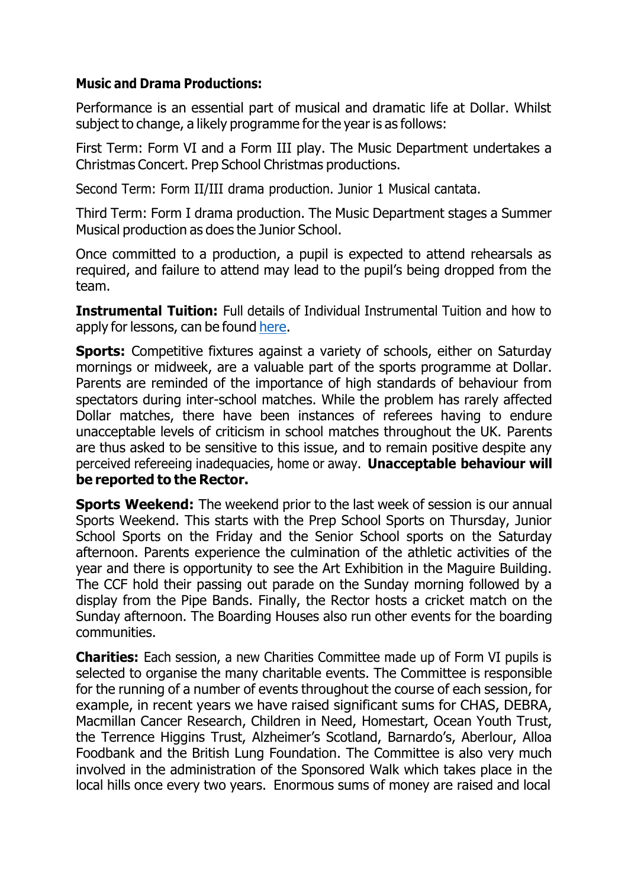**Music and Drama Productions:**

Performance is an essential part of musical and dramatic life at Dollar. Whilst subject to change, a likely programme for the year is as follows:

First Term: Form VI and a Form III play. The Music Department undertakes a Christmas Concert. Prep School Christmas productions.

Second Term: Form II/III drama production. Junior 1 Musical cantata.

Third Term: Form I drama production. The Music Department stages a Summer Musical production as does the Junior School.

Once committed to a production, a pupil is expected to attend rehearsals as required, and failure to attend may lead to the pupil's being dropped from the team.

**Instrumental Tuition:** Full details of Individual Instrumental Tuition and how to apply for lessons, can be found here.

**Sports:** Competitive fixtures against a variety of schools, either on Saturday mornings or midweek, are a valuable part of the sports programme at Dollar. Parents are reminded of the importance of high standards of behaviour from spectators during inter-school matches. While the problem has rarely affected Dollar matches, there have been instances of referees having to endure unacceptable levels of criticism in school matches throughout the UK. Parents are thus asked to be sensitive to this issue, and to remain positive despite any perceived refereeing inadequacies, home or away. **Unacceptable behaviour will be reported to the Rector.**

**Sports Weekend:** The weekend prior to the last week of session is our annual Sports Weekend. This starts with the Prep School Sports on Thursday, Junior School Sports on the Friday and the Senior School sports on the Saturday afternoon. Parents experience the culmination of the athletic activities of the year and there is opportunity to see the Art Exhibition in the Maguire Building. The CCF hold their passing out parade on the Sunday morning followed by a display from the Pipe Bands. Finally, the Rector hosts a cricket match on the Sunday afternoon. The Boarding Houses also run other events for the boarding communities.

**Charities:** Each session, a new Charities Committee made up of Form VI pupils is selected to organise the many charitable events. The Committee is responsible for the running of a number of events throughout the course of each session, for example, in recent years we have raised significant sums for CHAS, DEBRA, Macmillan Cancer Research, Children in Need, Homestart, Ocean Youth Trust, the Terrence Higgins Trust, Alzheimer's Scotland, Barnardo's, Aberlour, Alloa Foodbank and the British Lung Foundation. The Committee is also very much involved in the administration of the Sponsored Walk which takes place in the local hills once every two years. Enormous sums of money are raised and local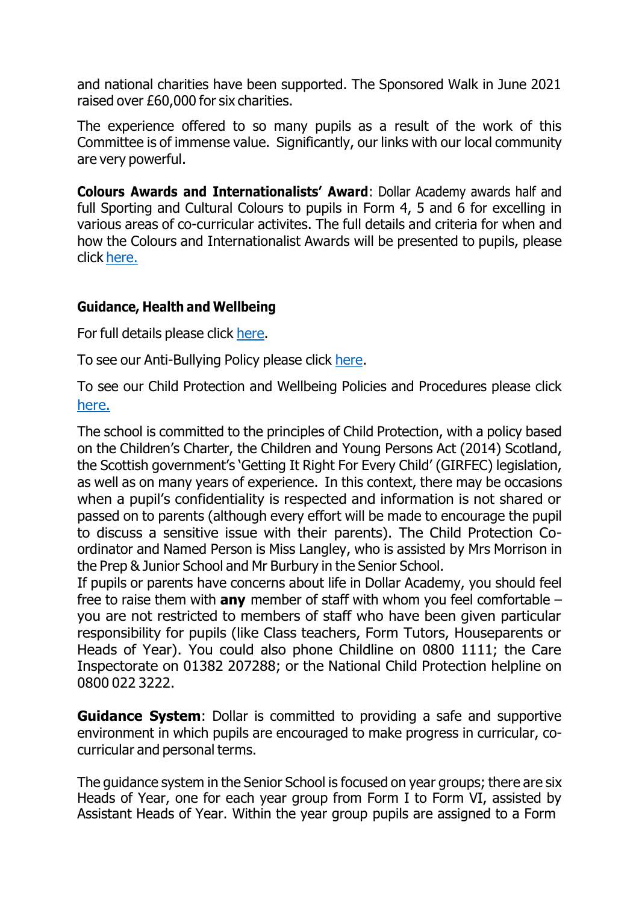and national charities have been supported. The Sponsored Walk in June 2021 raised over £60,000 for six charities.

The experience offered to so many pupils as a result of the work of this Committee is of immense value. Significantly, our links with our local community are very powerful.

**Colours Awards and Internationalists' Award**: Dollar Academy awards half and full Sporting and Cultural Colours to pupils in Form 4, 5 and 6 for excelling in various areas of co-curricular activites. The full details and criteria for when and how the Colours and Internationalist Awards will be presented to pupils, please click here.

### Guidance, Health and Wellbeing

For full details please click here.

To see our Anti-Bullying Policy please click here.

To see our Child Protection and Wellbeing Policies and Procedures please click here.

The school is committed to the principles of Child Protection, with a policy based on the Children's Charter, the Children and Young Persons Act (2014) Scotland, the Scottish government's 'Getting It Right For Every Child' (GIRFEC) legislation, as well as on many years of experience. In this context, there may be occasions when a pupil's confidentiality is respected and information is not shared or passed on to parents (although every effort will be made to encourage the pupil to discuss a sensitive issue with their parents). The Child Protection Co-ordinator and Named Person is Miss Langley, who is assisted by Mrs Morrison in the Prep & Junior School and Mr Burbury in the Senior School.

If pupils or parents have concerns about life in Dollar Academy, you should feel free to raise them with **any** member of staff with whom you feel comfortable – you are not restricted to members of staff who have been given particular responsibility for pupils (like Class teachers, Form Tutors, Houseparents or Heads of Year). You could also phone Childline on 0800 1111; the Care Inspectorate on 01382 207288; or the National Child Protection helpline on 0800 022 3222.

**Guidance System**: Dollar is committed to providing a safe and supportive environment in which pupils are encouraged to make progress in curricular, co-curricular and personal terms.

The guidance system in the Senior School is focused on year groups; there are six Heads of Year, one for each year group from Form I to Form VI, assisted by Assistant Heads of Year. Within the year group pupils are assigned to a Form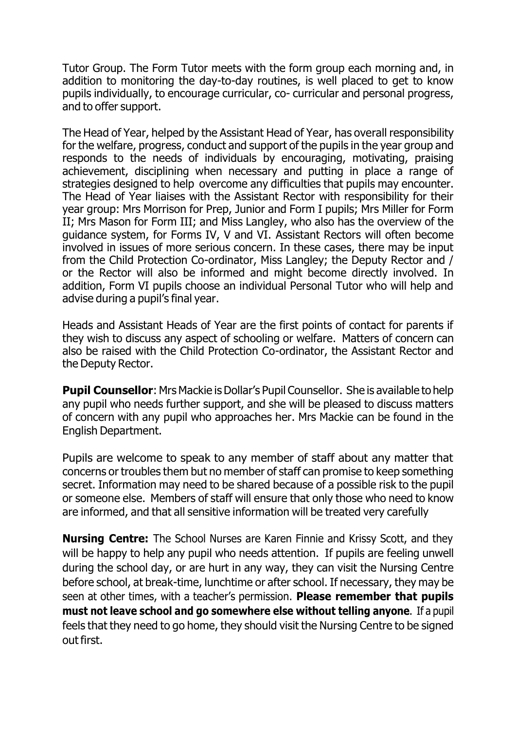Tutor Group. The Form Tutor meets with the form group each morning and, in addition to monitoring the day-to-day routines, is well placed to get to know pupils individually, to encourage curricular, co- curricular and personal progress, and to offer support.

The Head of Year, helped by the Assistant Head of Year, has overall responsibility for the welfare, progress, conduct and support of the pupils in the year group and responds to the needs of individuals by encouraging, motivating, praising achievement, disciplining when necessary and putting in place a range of strategies designed to help overcome any difficulties that pupils may encounter. The Head of Year liaises with the Assistant Rector with responsibility for their year group: Mrs Morrison for Prep, Junior and Form I pupils; Mrs Miller for Form II; Mrs Mason for Form III; and Miss Langley, who also has the overview of the guidance system, for Forms IV, V and VI. Assistant Rectors will often become involved in issues of more serious concern. In these cases, there may be input from the Child Protection Co-ordinator, Miss Langley; the Deputy Rector and / or the Rector will also be informed and might become directly involved. In addition, Form VI pupils choose an individual Personal Tutor who will help and advise during a pupil's final year.

Heads and Assistant Heads of Year are the first points of contact for parents if they wish to discuss any aspect of schooling or welfare. Matters of concern can also be raised with the Child Protection Co-ordinator, the Assistant Rector and the Deputy Rector.

**Pupil Counsellor**: Mrs Mackie is Dollar's Pupil Counsellor. She is available to help any pupil who needs further support, and she will be pleased to discuss matters of concern with any pupil who approaches her. Mrs Mackie can be found in the English Department.

Pupils are welcome to speak to any member of staff about any matter that concerns or troubles them but no member of staff can promise to keep something secret. Information may need to be shared because of a possible risk to the pupil or someone else. Members of staff will ensure that only those who need to know are informed, and that all sensitive information will be treated very carefully

**Nursing Centre:** The School Nurses are Karen Finnie and Krissy Scott, and they will be happy to help any pupil who needs attention. If pupils are feeling unwell during the school day, or are hurt in any way, they can visit the Nursing Centre before school, at break-time, lunchtime or after school. If necessary, they may be seen at other times, with a teacher's permission. **Please remember that pupils must not leave school and go somewhere else without telling anyone**. If a pupil feels that they need to go home, they should visit the Nursing Centre to be signed out first.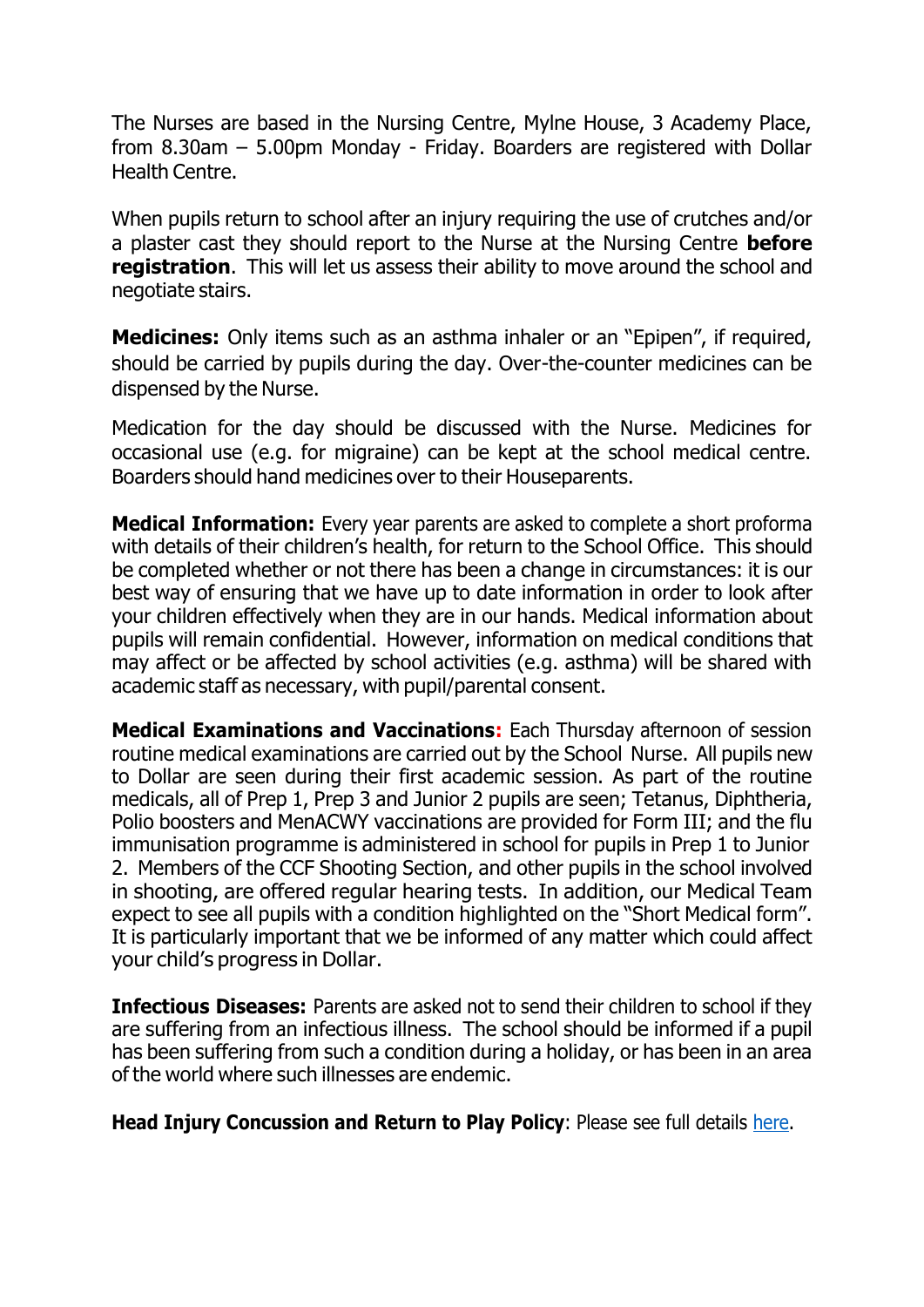The Nurses are based in the Nursing Centre, Mylne House, 3 Academy Place, from 8.30am – 5.00pm Monday - Friday. Boarders are registered with Dollar Health Centre.

When pupils return to school after an injury requiring the use of crutches and/or a plaster cast they should report to the Nurse at the Nursing Centre **before registration**. This will let us assess their ability to move around the school and negotiate stairs.

**Medicines:** Only items such as an asthma inhaler or an "Epipen", if required, should be carried by pupils during the day. Over-the-counter medicines can be dispensed by the Nurse.

Medication for the day should be discussed with the Nurse. Medicines for occasional use (e.g. for migraine) can be kept at the school medical centre. Boarders should hand medicines over to their Houseparents.

**Medical Information:** Every year parents are asked to complete a short proforma with details of their children's health, for return to the School Office. This should be completed whether or not there has been a change in circumstances: it is our best way of ensuring that we have up to date information in order to look after your children effectively when they are in our hands. Medical information about pupils will remain confidential. However, information on medical conditions that may affect or be affected by school activities (e.g. asthma) will be shared with academic staff as necessary, with pupil/parental consent.

**Medical Examinations and Vaccinations:** Each Thursday afternoon of session routine medical examinations are carried out by the School Nurse. All pupils new to Dollar are seen during their first academic session. As part of the routine medicals, all of Prep 1, Prep 3 and Junior 2 pupils are seen; Tetanus, Diphtheria, Polio boosters and MenACWY vaccinations are provided for Form III; and the flu immunisation programme is administered in school for pupils in Prep 1 to Junior 2. Members of the CCF Shooting Section, and other pupils in the school involved in shooting, are offered regular hearing tests. In addition, our Medical Team expect to see all pupils with a condition highlighted on the "Short Medical form". It is particularly important that we be informed of any matter which could affect your child's progress in Dollar.

**Infectious Diseases:** Parents are asked not to send their children to school if they are suffering from an infectious illness. The school should be informed if a pupil has been suffering from such a condition during a holiday, or has been in an area of the world where such illnesses are endemic.

**Head Injury Concussion and Return to Play Policy**: Please see full details here.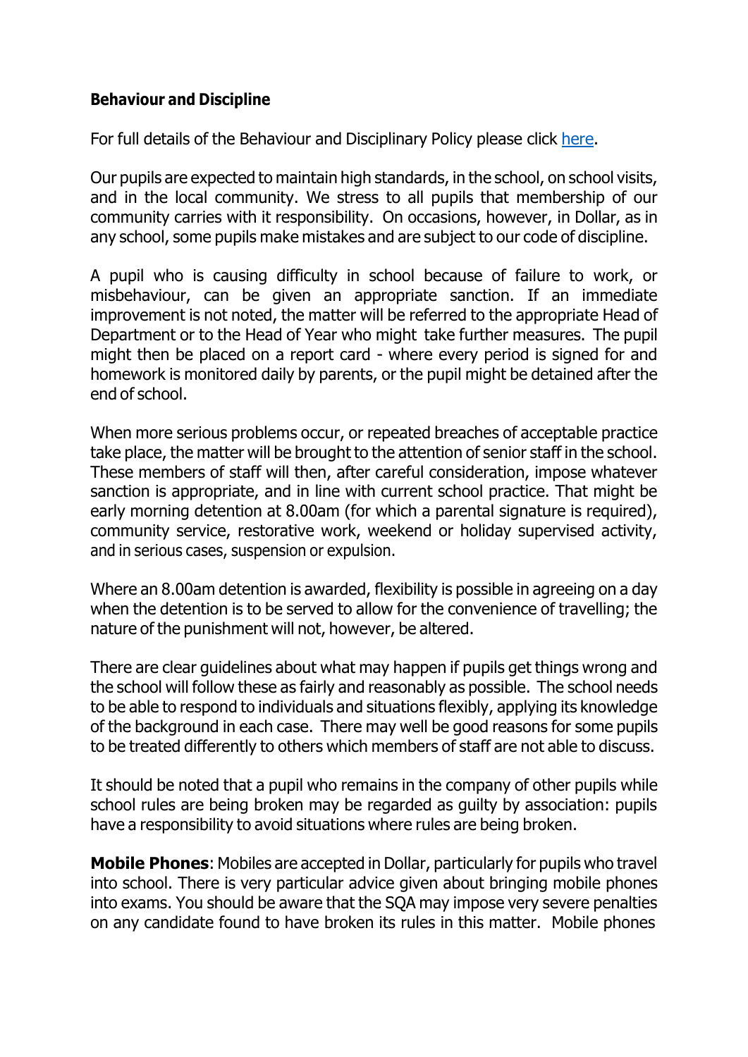**Behaviour and Discipline**

For full details of the Behaviour and Disciplinary Policy please click [here](#).

Our pupils are expected to maintain high standards, in the school, on school visits, and in the local community. We stress to all pupils that membership of our community carries with it responsibility. On occasions, however, in Dollar, as in any school, some pupils make mistakes and are subject to our code of discipline.

A pupil who is causing difficulty in school because of failure to work, or misbehaviour, can be given an appropriate sanction. If an immediate improvement is not noted, the matter will be referred to the appropriate Head of Department or to the Head of Year who might take further measures. The pupil might then be placed on a report card - where every period is signed for and homework is monitored daily by parents, or the pupil might be detained after the end of school.

When more serious problems occur, or repeated breaches of acceptable practice take place, the matter will be brought to the attention of senior staff in the school. These members of staff will then, after careful consideration, impose whatever sanction is appropriate, and in line with current school practice. That might be early morning detention at 8.00am (for which a parental signature is required), community service, restorative work, weekend or holiday supervised activity, and in serious cases, suspension or expulsion.

Where an 8.00am detention is awarded, flexibility is possible in agreeing on a day when the detention is to be served to allow for the convenience of travelling; the nature of the punishment will not, however, be altered.

There are clear guidelines about what may happen if pupils get things wrong and the school will follow these as fairly and reasonably as possible. The school needs to be able to respond to individuals and situations flexibly, applying its knowledge of the background in each case. There may well be good reasons for some pupils to be treated differently to others which members of staff are not able to discuss.

It should be noted that a pupil who remains in the company of other pupils while school rules are being broken may be regarded as guilty by association: pupils have a responsibility to avoid situations where rules are being broken.

**Mobile Phones**: Mobiles are accepted in Dollar, particularly for pupils who travel into school. There is very particular advice given about bringing mobile phones into exams. You should be aware that the SQA may impose very severe penalties on any candidate found to have broken its rules in this matter. Mobile phones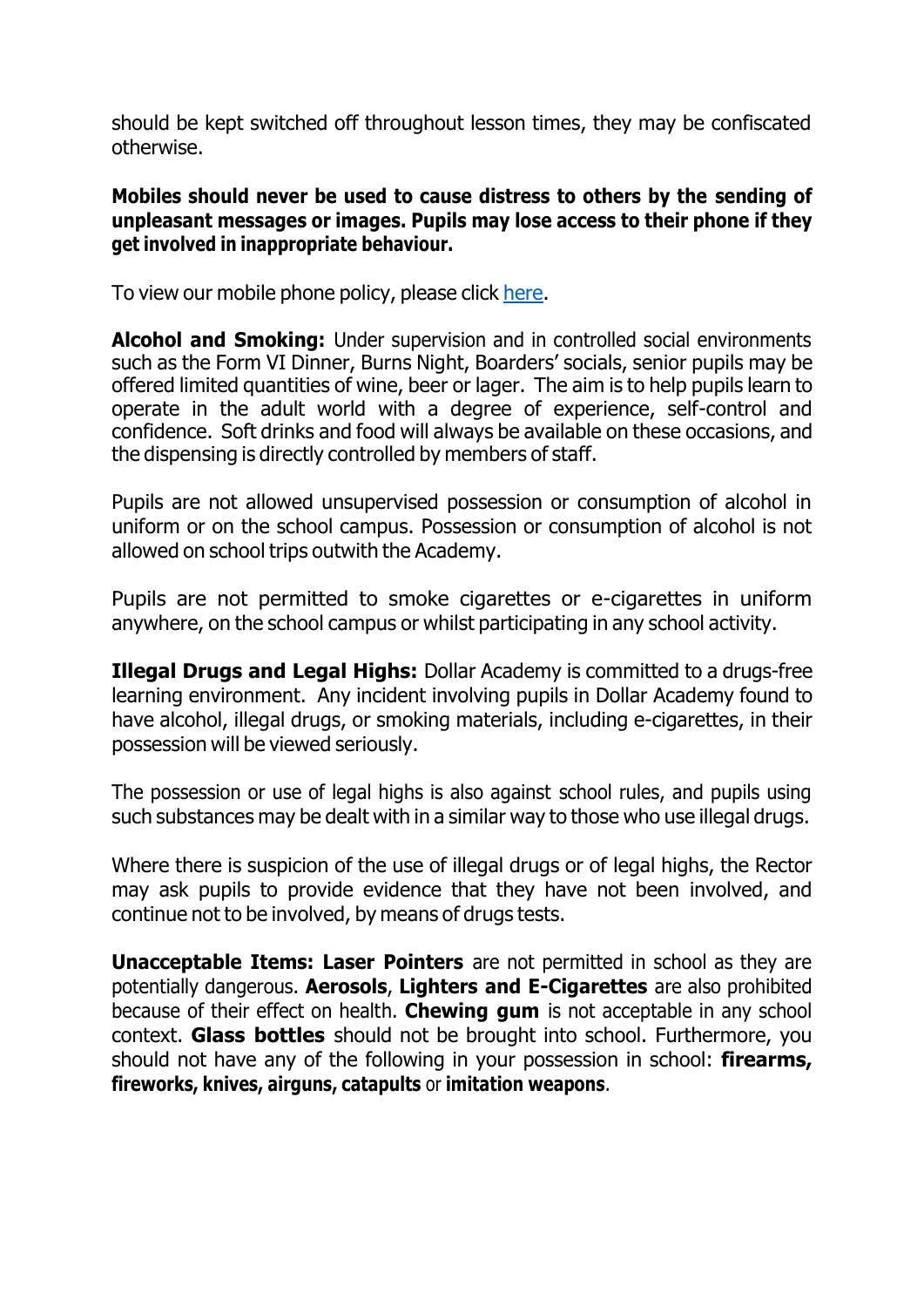should be kept switched off throughout lesson times, they may be confiscated otherwise.

**Mobiles should never be used to cause distress to others by the sending of unpleasant messages or images. Pupils may lose access to their phone if they get involved in inappropriate behaviour.**

To view our mobile phone policy, please click here.

**Alcohol and Smoking:** Under supervision and in controlled social environments such as the Form VI Dinner, Burns Night, Boarders' socials, senior pupils may be offered limited quantities of wine, beer or lager. The aim is to help pupils learn to operate in the adult world with a degree of experience, self-control and confidence. Soft drinks and food will always be available on these occasions, and the dispensing is directly controlled by members of staff.

Pupils are not allowed unsupervised possession or consumption of alcohol in uniform or on the school campus. Possession or consumption of alcohol is not allowed on school trips outwith the Academy.

Pupils are not permitted to smoke cigarettes or e-cigarettes in uniform anywhere, on the school campus or whilst participating in any school activity.

**Illegal Drugs and Legal Highs:** Dollar Academy is committed to a drugs-free learning environment. Any incident involving pupils in Dollar Academy found to have alcohol, illegal drugs, or smoking materials, including e-cigarettes, in their possession will be viewed seriously.

The possession or use of legal highs is also against school rules, and pupils using such substances may be dealt with in a similar way to those who use illegal drugs.

Where there is suspicion of the use of illegal drugs or of legal highs, the Rector may ask pupils to provide evidence that they have not been involved, and continue not to be involved, by means of drugs tests.

**Unacceptable Items: Laser Pointers** are not permitted in school as they are potentially dangerous. **Aerosols**, **Lighters and E-Cigarettes** are also prohibited because of their effect on health. **Chewing gum** is not acceptable in any school context. **Glass bottles** should not be brought into school. Furthermore, you should not have any of the following in your possession in school: **firearms, fireworks, knives, airguns, catapults** or **imitation weapons**.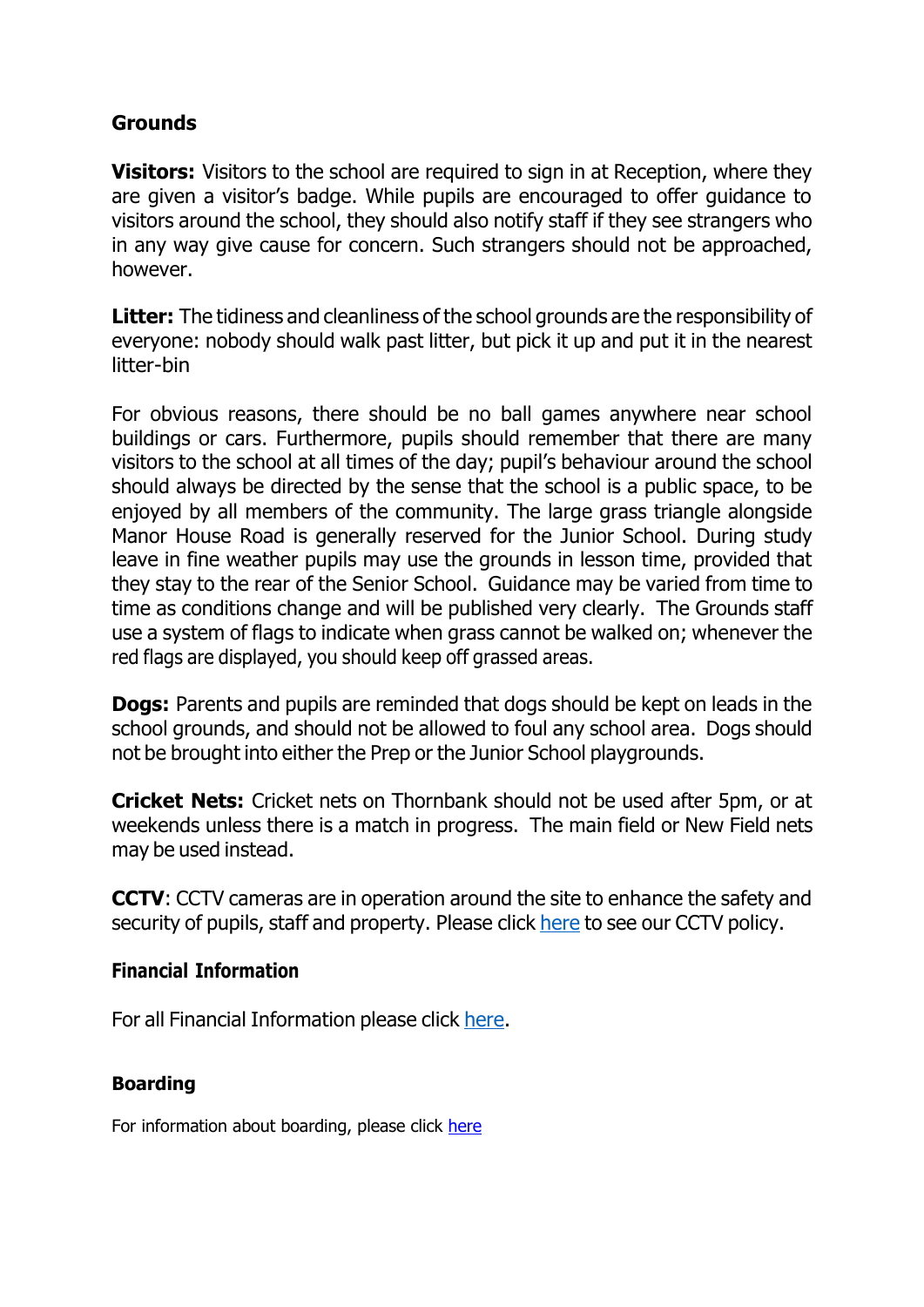## Grounds

**Visitors:** Visitors to the school are required to sign in at Reception, where they are given a visitor's badge. While pupils are encouraged to offer guidance to visitors around the school, they should also notify staff if they see strangers who in any way give cause for concern. Such strangers should not be approached, however.

**Litter:** The tidiness and cleanliness of the school grounds are the responsibility of everyone: nobody should walk past litter, but pick it up and put it in the nearest litter-bin

For obvious reasons, there should be no ball games anywhere near school buildings or cars. Furthermore, pupils should remember that there are many visitors to the school at all times of the day; pupil's behaviour around the school should always be directed by the sense that the school is a public space, to be enjoyed by all members of the community. The large grass triangle alongside Manor House Road is generally reserved for the Junior School. During study leave in fine weather pupils may use the grounds in lesson time, provided that they stay to the rear of the Senior School. Guidance may be varied from time to time as conditions change and will be published very clearly. The Grounds staff use a system of flags to indicate when grass cannot be walked on; whenever the red flags are displayed, you should keep off grassed areas.

**Dogs:** Parents and pupils are reminded that dogs should be kept on leads in the school grounds, and should not be allowed to foul any school area. Dogs should not be brought into either the Prep or the Junior School playgrounds.

**Cricket Nets:** Cricket nets on Thornbank should not be used after 5pm, or at weekends unless there is a match in progress. The main field or New Field nets may be used instead.

**CCTV**: CCTV cameras are in operation around the site to enhance the safety and security of pupils, staff and property. Please click here to see our CCTV policy.

## Financial Information

For all Financial Information please click here.

## Boarding

For information about boarding, please click here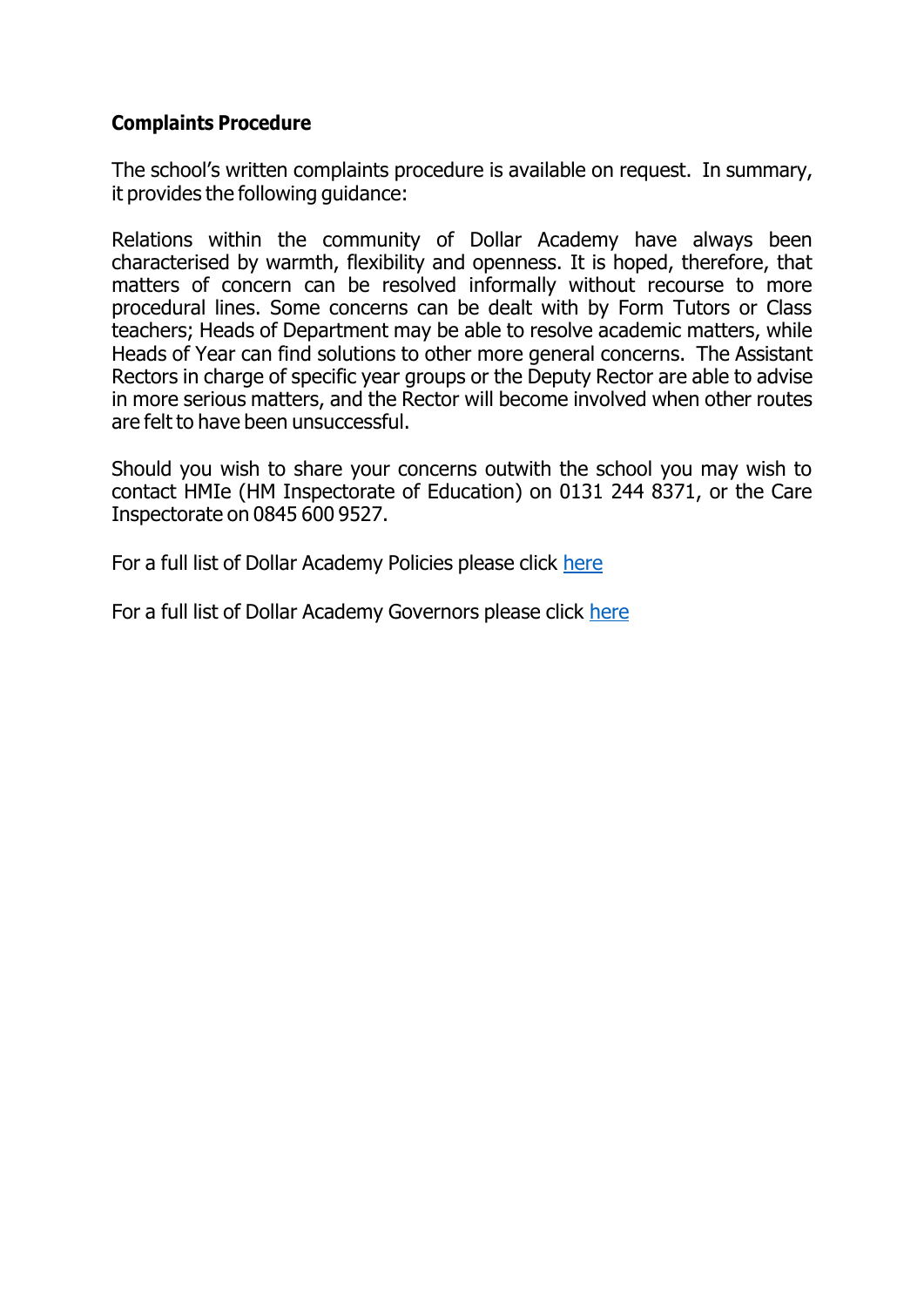**Complaints Procedure**

The school's written complaints procedure is available on request. In summary, it provides the following guidance:

Relations within the community of Dollar Academy have always been characterised by warmth, flexibility and openness. It is hoped, therefore, that matters of concern can be resolved informally without recourse to more procedural lines. Some concerns can be dealt with by Form Tutors or Class teachers; Heads of Department may be able to resolve academic matters, while Heads of Year can find solutions to other more general concerns. The Assistant Rectors in charge of specific year groups or the Deputy Rector are able to advise in more serious matters, and the Rector will become involved when other routes are felt to have been unsuccessful.

Should you wish to share your concerns outwith the school you may wish to contact HMIe (HM Inspectorate of Education) on 0131 244 8371, or the Care Inspectorate on 0845 600 9527.

For a full list of Dollar Academy Policies please click here

For a full list of Dollar Academy Governors please click here